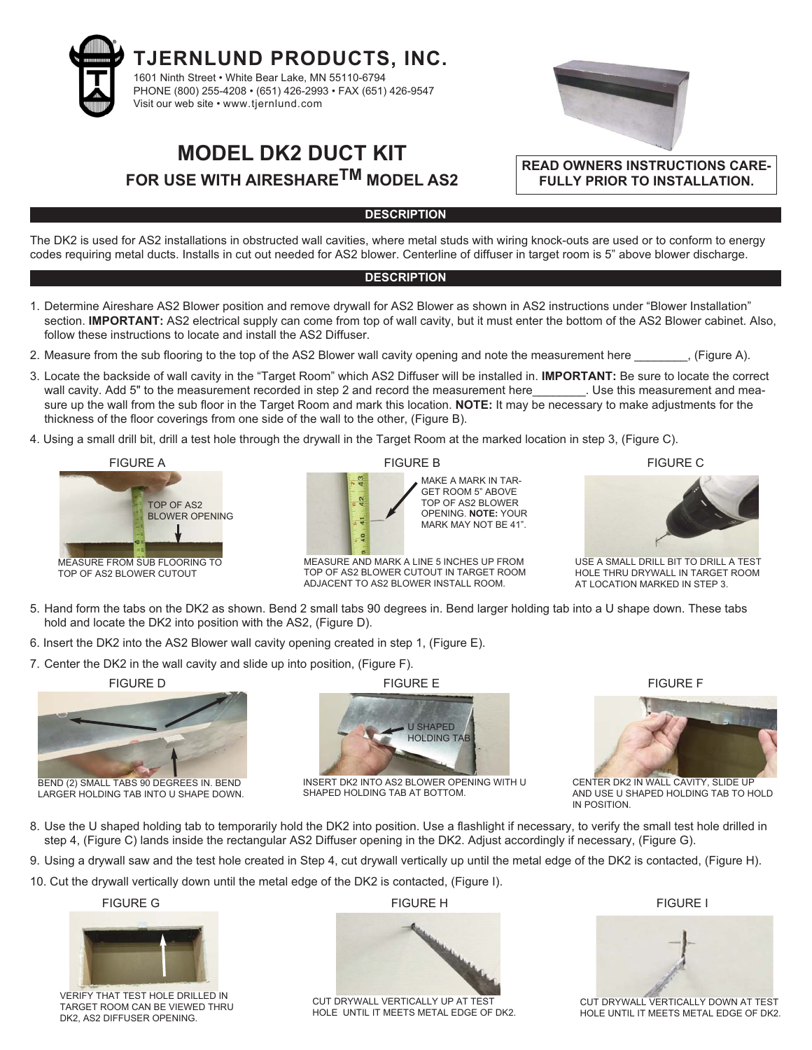# TJERNLUND PRODUCTS, INC.

1601 Ninth Street • White Bear Lake, MN 55110-6794
PHONE (800) 255-4208 • (651) 426-2993 • FAX (651) 426-9547
Visit our web site • www.tjernlund.com

## MODEL DK2 DUCT KIT

### FOR USE WITH AIRESHARE™ MODEL AS2

**READ OWNERS INSTRUCTIONS CAREFULLY PRIOR TO INSTALLATION.**

## DESCRIPTION

The DK2 is used for AS2 installations in obstructed wall cavities, where metal studs with wiring knock-outs are used or to conform to energy codes requiring metal ducts. Installs in cut out needed for AS2 blower. Centerline of diffuser in target room is 5" above blower discharge.

## DESCRIPTION

1. Determine Aireshare AS2 Blower position and remove drywall for AS2 Blower as shown in AS2 instructions under "Blower Installation" section. **IMPORTANT:** AS2 electrical supply can come from top of wall cavity, but it must enter the bottom of the AS2 Blower cabinet. Also, follow these instructions to locate and install the AS2 Diffuser.
2. Measure from the sub flooring to the top of the AS2 Blower wall cavity opening and note the measurement here ________, (Figure A).
3. Locate the backside of wall cavity in the "Target Room" which AS2 Diffuser will be installed in. **IMPORTANT:** Be sure to locate the correct wall cavity. Add 5" to the measurement recorded in step 2 and record the measurement here________. Use this measurement and measure up the wall from the sub floor in the Target Room and mark this location. **NOTE:** It may be necessary to make adjustments for the thickness of the floor coverings from one side of the wall to the other, (Figure B).
4. Using a small drill bit, drill a test hole through the drywall in the Target Room at the marked location in step 3, (Figure C).

FIGURE A

TOP OF AS2 BLOWER OPENING

MEASURE FROM SUB FLOORING TO TOP OF AS2 BLOWER CUTOUT

FIGURE B

MAKE A MARK IN TARGET ROOM 5" ABOVE TOP OF AS2 BLOWER OPENING. **NOTE:** YOUR MARK MAY NOT BE 41".

MEASURE AND MARK A LINE 5 INCHES UP FROM TOP OF AS2 BLOWER CUTOUT IN TARGET ROOM ADJACENT TO AS2 BLOWER INSTALL ROOM.

FIGURE C

USE A SMALL DRILL BIT TO DRILL A TEST HOLE THRU DRYWALL IN TARGET ROOM AT LOCATION MARKED IN STEP 3.

5. Hand form the tabs on the DK2 as shown. Bend 2 small tabs 90 degrees in. Bend larger holding tab into a U shape down. These tabs hold and locate the DK2 into position with the AS2, (Figure D).
6. Insert the DK2 into the AS2 Blower wall cavity opening created in step 1, (Figure E).
7. Center the DK2 in the wall cavity and slide up into position, (Figure F).

FIGURE D

BEND (2) SMALL TABS 90 DEGREES IN. BEND LARGER HOLDING TAB INTO U SHAPE DOWN.

FIGURE E

U SHAPED HOLDING TAB

INSERT DK2 INTO AS2 BLOWER OPENING WITH U SHAPED HOLDING TAB AT BOTTOM.

FIGURE F

CENTER DK2 IN WALL CAVITY, SLIDE UP AND USE U SHAPED HOLDING TAB TO HOLD IN POSITION.

8. Use the U shaped holding tab to temporarily hold the DK2 into position. Use a flashlight if necessary, to verify the small test hole drilled in step 4, (Figure C) lands inside the rectangular AS2 Diffuser opening in the DK2. Adjust accordingly if necessary, (Figure G).
9. Using a drywall saw and the test hole created in Step 4, cut drywall vertically up until the metal edge of the DK2 is contacted, (Figure H).
10. Cut the drywall vertically down until the metal edge of the DK2 is contacted, (Figure I).

FIGURE G

VERIFY THAT TEST HOLE DRILLED IN TARGET ROOM CAN BE VIEWED THRU DK2, AS2 DIFFUSER OPENING.

FIGURE H

CUT DRYWALL VERTICALLY UP AT TEST HOLE UNTIL IT MEETS METAL EDGE OF DK2.

FIGURE I

CUT DRYWALL VERTICALLY DOWN AT TEST HOLE UNTIL IT MEETS METAL EDGE OF DK2.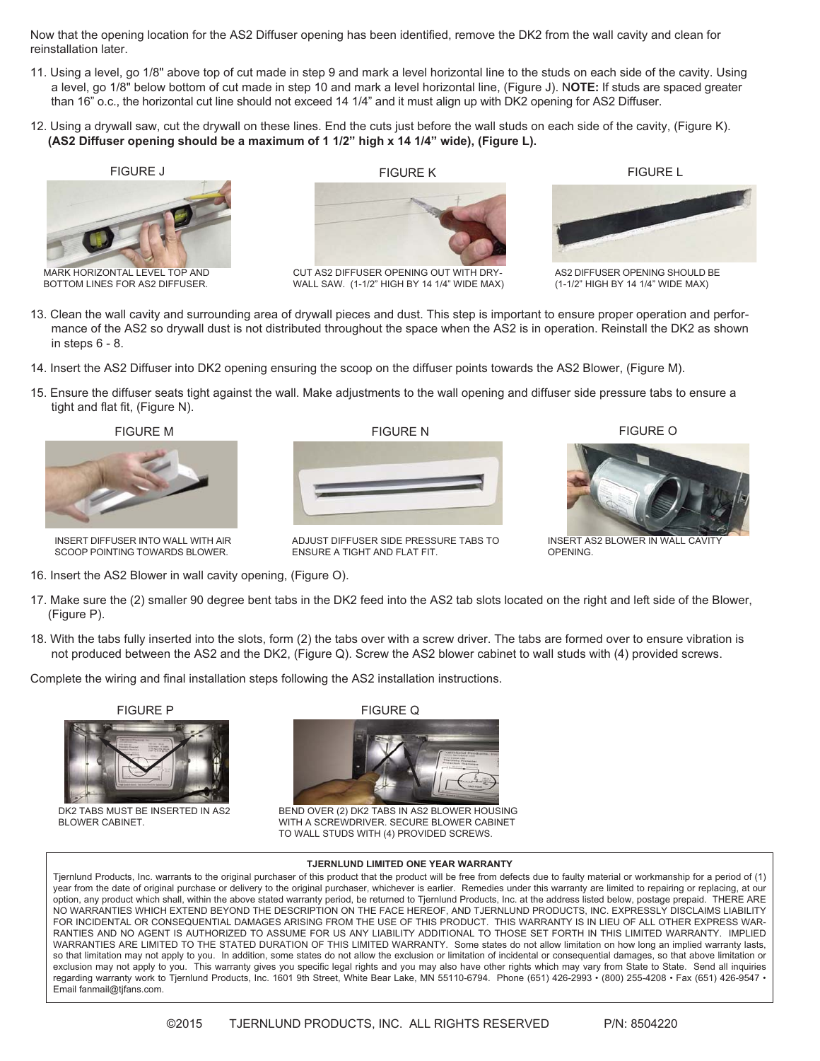Now that the opening location for the AS2 Diffuser opening has been identified, remove the DK2 from the wall cavity and clean for reinstallation later.

11. Using a level, go 1/8" above top of cut made in step 9 and mark a level horizontal line to the studs on each side of the cavity. Using a level, go 1/8" below bottom of cut made in step 10 and mark a level horizontal line, (Figure J). N**OTE:** If studs are spaced greater than 16" o.c., the horizontal cut line should not exceed 14 1/4" and it must align up with DK2 opening for AS2 Diffuser.

12. Using a drywall saw, cut the drywall on these lines. End the cuts just before the wall studs on each side of the cavity, (Figure K). **(AS2 Diffuser opening should be a maximum of 1 1/2" high x 14 1/4" wide), (Figure L).**

FIGURE J

MARK HORIZONTAL LEVEL TOP AND BOTTOM LINES FOR AS2 DIFFUSER.

FIGURE K

CUT AS2 DIFFUSER OPENING OUT WITH DRY-WALL SAW. (1-1/2" HIGH BY 14 1/4" WIDE MAX)

FIGURE L

AS2 DIFFUSER OPENING SHOULD BE (1-1/2" HIGH BY 14 1/4" WIDE MAX)

13. Clean the wall cavity and surrounding area of drywall pieces and dust. This step is important to ensure proper operation and performance of the AS2 so drywall dust is not distributed throughout the space when the AS2 is in operation. Reinstall the DK2 as shown in steps 6 - 8.

14. Insert the AS2 Diffuser into DK2 opening ensuring the scoop on the diffuser points towards the AS2 Blower, (Figure M).

15. Ensure the diffuser seats tight against the wall. Make adjustments to the wall opening and diffuser side pressure tabs to ensure a tight and flat fit, (Figure N).

FIGURE M

INSERT DIFFUSER INTO WALL WITH AIR SCOOP POINTING TOWARDS BLOWER.

FIGURE N

ADJUST DIFFUSER SIDE PRESSURE TABS TO ENSURE A TIGHT AND FLAT FIT.

FIGURE O

INSERT AS2 BLOWER IN WALL CAVITY OPENING.

16. Insert the AS2 Blower in wall cavity opening, (Figure O).

17. Make sure the (2) smaller 90 degree bent tabs in the DK2 feed into the AS2 tab slots located on the right and left side of the Blower, (Figure P).

18. With the tabs fully inserted into the slots, form (2) the tabs over with a screw driver. The tabs are formed over to ensure vibration is not produced between the AS2 and the DK2, (Figure Q). Screw the AS2 blower cabinet to wall studs with (4) provided screws.

Complete the wiring and final installation steps following the AS2 installation instructions.

FIGURE P

DK2 TABS MUST BE INSERTED IN AS2 BLOWER CABINET.

FIGURE Q

BEND OVER (2) DK2 TABS IN AS2 BLOWER HOUSING WITH A SCREWDRIVER. SECURE BLOWER CABINET TO WALL STUDS WITH (4) PROVIDED SCREWS.

**TJERNLUND LIMITED ONE YEAR WARRANTY**

Tjernlund Products, Inc. warrants to the original purchaser of this product that the product will be free from defects due to faulty material or workmanship for a period of (1) year from the date of original purchase or delivery to the original purchaser, whichever is earlier. Remedies under this warranty are limited to repairing or replacing, at our option, any product which shall, within the above stated warranty period, be returned to Tjernlund Products, Inc. at the address listed below, postage prepaid. THERE ARE NO WARRANTIES WHICH EXTEND BEYOND THE DESCRIPTION ON THE FACE HEREOF, AND TJERNLUND PRODUCTS, INC. EXPRESSLY DISCLAIMS LIABILITY FOR INCIDENTAL OR CONSEQUENTIAL DAMAGES ARISING FROM THE USE OF THIS PRODUCT. THIS WARRANTY IS IN LIEU OF ALL OTHER EXPRESS WARRANTIES AND NO AGENT IS AUTHORIZED TO ASSUME FOR US ANY LIABILITY ADDITIONAL TO THOSE SET FORTH IN THIS LIMITED WARRANTY. IMPLIED WARRANTIES ARE LIMITED TO THE STATED DURATION OF THIS LIMITED WARRANTY. Some states do not allow limitation on how long an implied warranty lasts, so that limitation may not apply to you. In addition, some states do not allow the exclusion or limitation of incidental or consequential damages, so that above limitation or exclusion may not apply to you. This warranty gives you specific legal rights and you may also have other rights which may vary from State to State. Send all inquiries regarding warranty work to Tjernlund Products, Inc. 1601 9th Street, White Bear Lake, MN 55110-6794. Phone (651) 426-2993 • (800) 255-4208 • Fax (651) 426-9547 • Email fanmail@tjfans.com.

©2015 TJERNLUND PRODUCTS, INC. ALL RIGHTS RESERVED P/N: 8504220